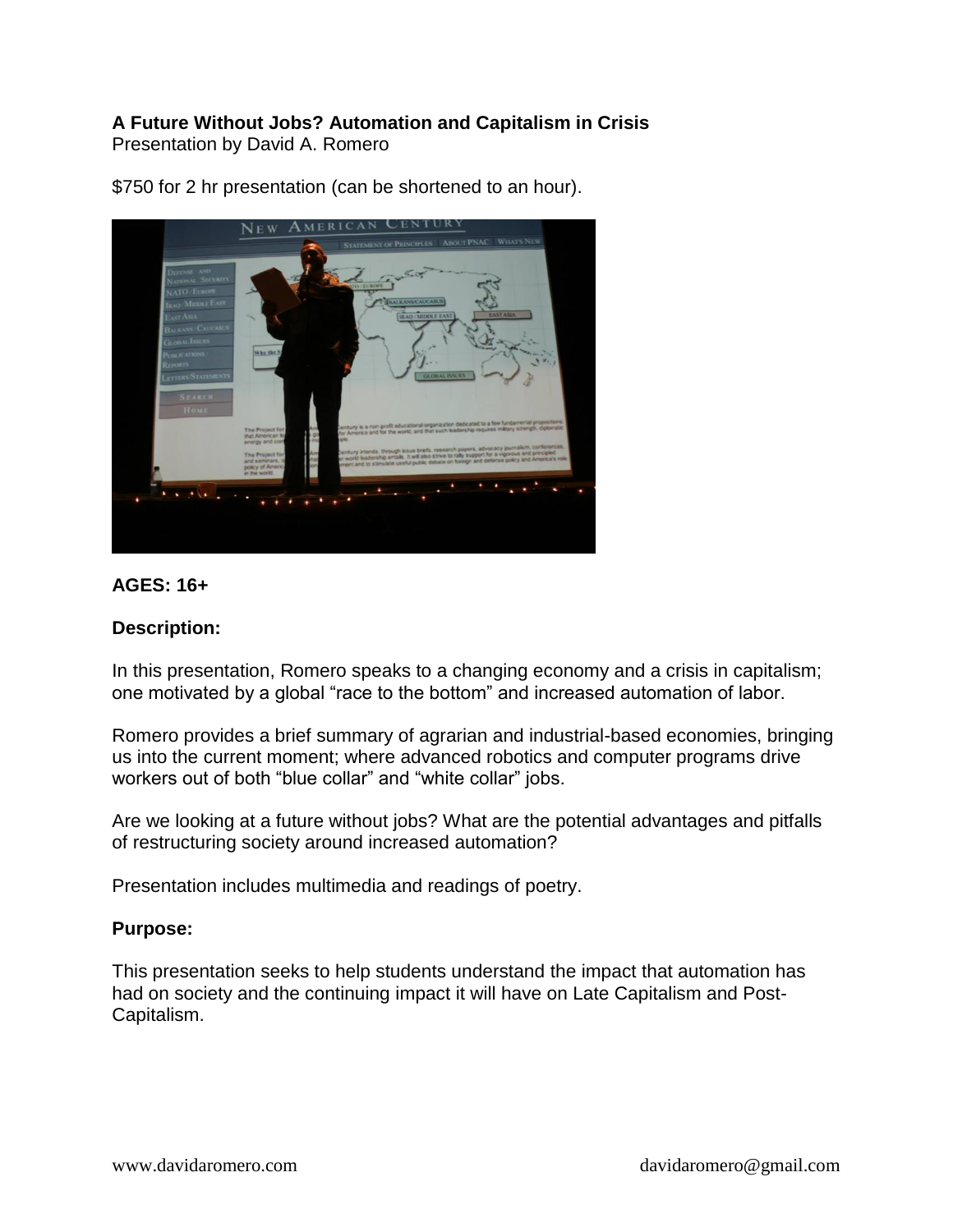**A Future Without Jobs? Automation and Capitalism in Crisis**
Presentation by David A. Romero

$750 for 2 hr presentation (can be shortened to an hour).

**AGES: 16+**

**Description:**

In this presentation, Romero speaks to a changing economy and a crisis in capitalism; one motivated by a global "race to the bottom" and increased automation of labor.

Romero provides a brief summary of agrarian and industrial-based economies, bringing us into the current moment; where advanced robotics and computer programs drive workers out of both "blue collar" and "white collar" jobs.

Are we looking at a future without jobs? What are the potential advantages and pitfalls of restructuring society around increased automation?

Presentation includes multimedia and readings of poetry.

**Purpose:**

This presentation seeks to help students understand the impact that automation has had on society and the continuing impact it will have on Late Capitalism and Post-Capitalism.

www.davidaromero.com davidaromero@gmail.com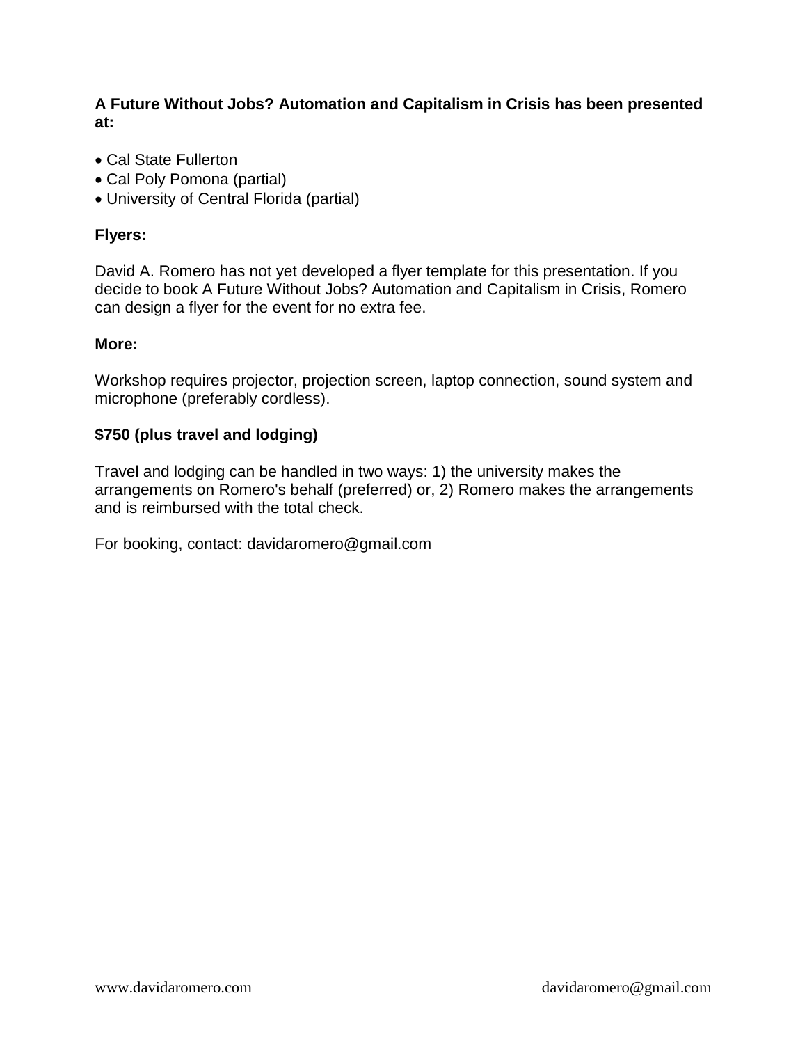**A Future Without Jobs? Automation and Capitalism in Crisis has been presented at:**

- Cal State Fullerton
- Cal Poly Pomona (partial)
- University of Central Florida (partial)

**Flyers:**

David A. Romero has not yet developed a flyer template for this presentation. If you decide to book A Future Without Jobs? Automation and Capitalism in Crisis, Romero can design a flyer for the event for no extra fee.

**More:**

Workshop requires projector, projection screen, laptop connection, sound system and microphone (preferably cordless).

**$750 (plus travel and lodging)**

Travel and lodging can be handled in two ways: 1) the university makes the arrangements on Romero's behalf (preferred) or, 2) Romero makes the arrangements and is reimbursed with the total check.

For booking, contact: davidaromero@gmail.com